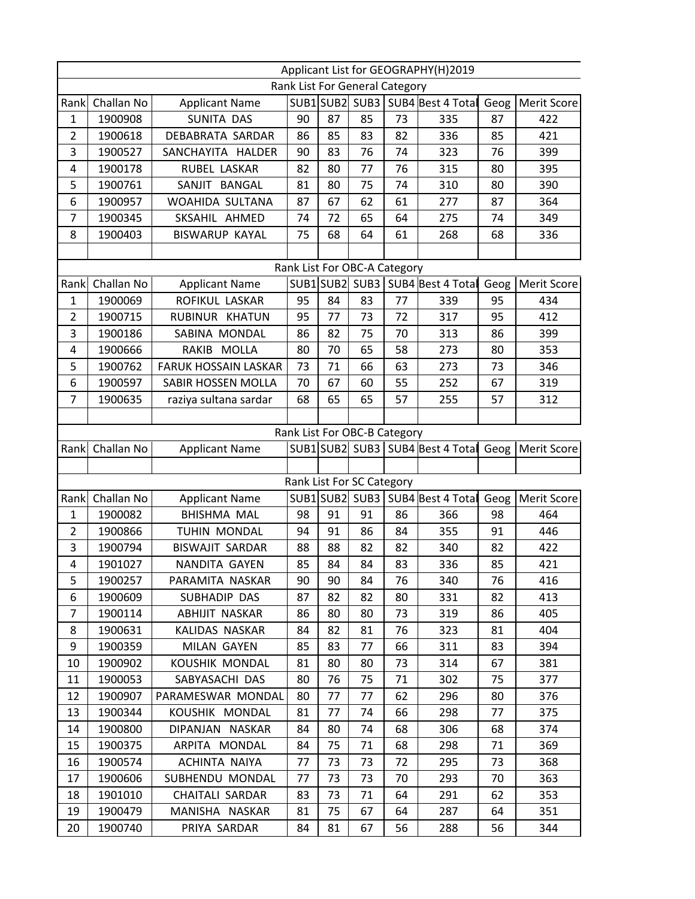# Applicant List for GEOGRAPHY(H)2019

## Rank List For General Category

| Rank | Challan No | Applicant Name | SUB1 | SUB2 | SUB3 | SUB4 | Best 4 Total | Geog | Merit Score |
|---|---|---|---|---|---|---|---|---|---|
| 1 | 1900908 | SUNITA DAS | 90 | 87 | 85 | 73 | 335 | 87 | 422 |
| 2 | 1900618 | DEBABRATA SARDAR | 86 | 85 | 83 | 82 | 336 | 85 | 421 |
| 3 | 1900527 | SANCHAYITA HALDER | 90 | 83 | 76 | 74 | 323 | 76 | 399 |
| 4 | 1900178 | RUBEL LASKAR | 82 | 80 | 77 | 76 | 315 | 80 | 395 |
| 5 | 1900761 | SANJIT BANGAL | 81 | 80 | 75 | 74 | 310 | 80 | 390 |
| 6 | 1900957 | WOAHIDA SULTANA | 87 | 67 | 62 | 61 | 277 | 87 | 364 |
| 7 | 1900345 | SKSAHIL AHMED | 74 | 72 | 65 | 64 | 275 | 74 | 349 |
| 8 | 1900403 | BISWARUP KAYAL | 75 | 68 | 64 | 61 | 268 | 68 | 336 |

## Rank List For OBC-A Category

| Rank | Challan No | Applicant Name | SUB1 | SUB2 | SUB3 | SUB4 | Best 4 Total | Geog | Merit Score |
|---|---|---|---|---|---|---|---|---|---|
| 1 | 1900069 | ROFIKUL LASKAR | 95 | 84 | 83 | 77 | 339 | 95 | 434 |
| 2 | 1900715 | RUBINUR KHATUN | 95 | 77 | 73 | 72 | 317 | 95 | 412 |
| 3 | 1900186 | SABINA MONDAL | 86 | 82 | 75 | 70 | 313 | 86 | 399 |
| 4 | 1900666 | RAKIB MOLLA | 80 | 70 | 65 | 58 | 273 | 80 | 353 |
| 5 | 1900762 | FARUK HOSSAIN LASKAR | 73 | 71 | 66 | 63 | 273 | 73 | 346 |
| 6 | 1900597 | SABIR HOSSEN MOLLA | 70 | 67 | 60 | 55 | 252 | 67 | 319 |
| 7 | 1900635 | raziya sultana sardar | 68 | 65 | 65 | 57 | 255 | 57 | 312 |

## Rank List For OBC-B Category

| Rank | Challan No | Applicant Name | SUB1 | SUB2 | SUB3 | SUB4 | Best 4 Total | Geog | Merit Score |
|---|---|---|---|---|---|---|---|---|---|

## Rank List For SC Category

| Rank | Challan No | Applicant Name | SUB1 | SUB2 | SUB3 | SUB4 | Best 4 Total | Geog | Merit Score |
|---|---|---|---|---|---|---|---|---|---|
| 1 | 1900082 | BHISHMA MAL | 98 | 91 | 91 | 86 | 366 | 98 | 464 |
| 2 | 1900866 | TUHIN MONDAL | 94 | 91 | 86 | 84 | 355 | 91 | 446 |
| 3 | 1900794 | BISWAJIT SARDAR | 88 | 88 | 82 | 82 | 340 | 82 | 422 |
| 4 | 1901027 | NANDITA GAYEN | 85 | 84 | 84 | 83 | 336 | 85 | 421 |
| 5 | 1900257 | PARAMITA NASKAR | 90 | 90 | 84 | 76 | 340 | 76 | 416 |
| 6 | 1900609 | SUBHADIP DAS | 87 | 82 | 82 | 80 | 331 | 82 | 413 |
| 7 | 1900114 | ABHIJIT NASKAR | 86 | 80 | 80 | 73 | 319 | 86 | 405 |
| 8 | 1900631 | KALIDAS NASKAR | 84 | 82 | 81 | 76 | 323 | 81 | 404 |
| 9 | 1900359 | MILAN GAYEN | 85 | 83 | 77 | 66 | 311 | 83 | 394 |
| 10 | 1900902 | KOUSHIK MONDAL | 81 | 80 | 80 | 73 | 314 | 67 | 381 |
| 11 | 1900053 | SABYASACHI DAS | 80 | 76 | 75 | 71 | 302 | 75 | 377 |
| 12 | 1900907 | PARAMESWAR MONDAL | 80 | 77 | 77 | 62 | 296 | 80 | 376 |
| 13 | 1900344 | KOUSHIK MONDAL | 81 | 77 | 74 | 66 | 298 | 77 | 375 |
| 14 | 1900800 | DIPANJAN NASKAR | 84 | 80 | 74 | 68 | 306 | 68 | 374 |
| 15 | 1900375 | ARPITA MONDAL | 84 | 75 | 71 | 68 | 298 | 71 | 369 |
| 16 | 1900574 | ACHINTA NAIYA | 77 | 73 | 73 | 72 | 295 | 73 | 368 |
| 17 | 1900606 | SUBHENDU MONDAL | 77 | 73 | 73 | 70 | 293 | 70 | 363 |
| 18 | 1901010 | CHAITALI SARDAR | 83 | 73 | 71 | 64 | 291 | 62 | 353 |
| 19 | 1900479 | MANISHA NASKAR | 81 | 75 | 67 | 64 | 287 | 64 | 351 |
| 20 | 1900740 | PRIYA SARDAR | 84 | 81 | 67 | 56 | 288 | 56 | 344 |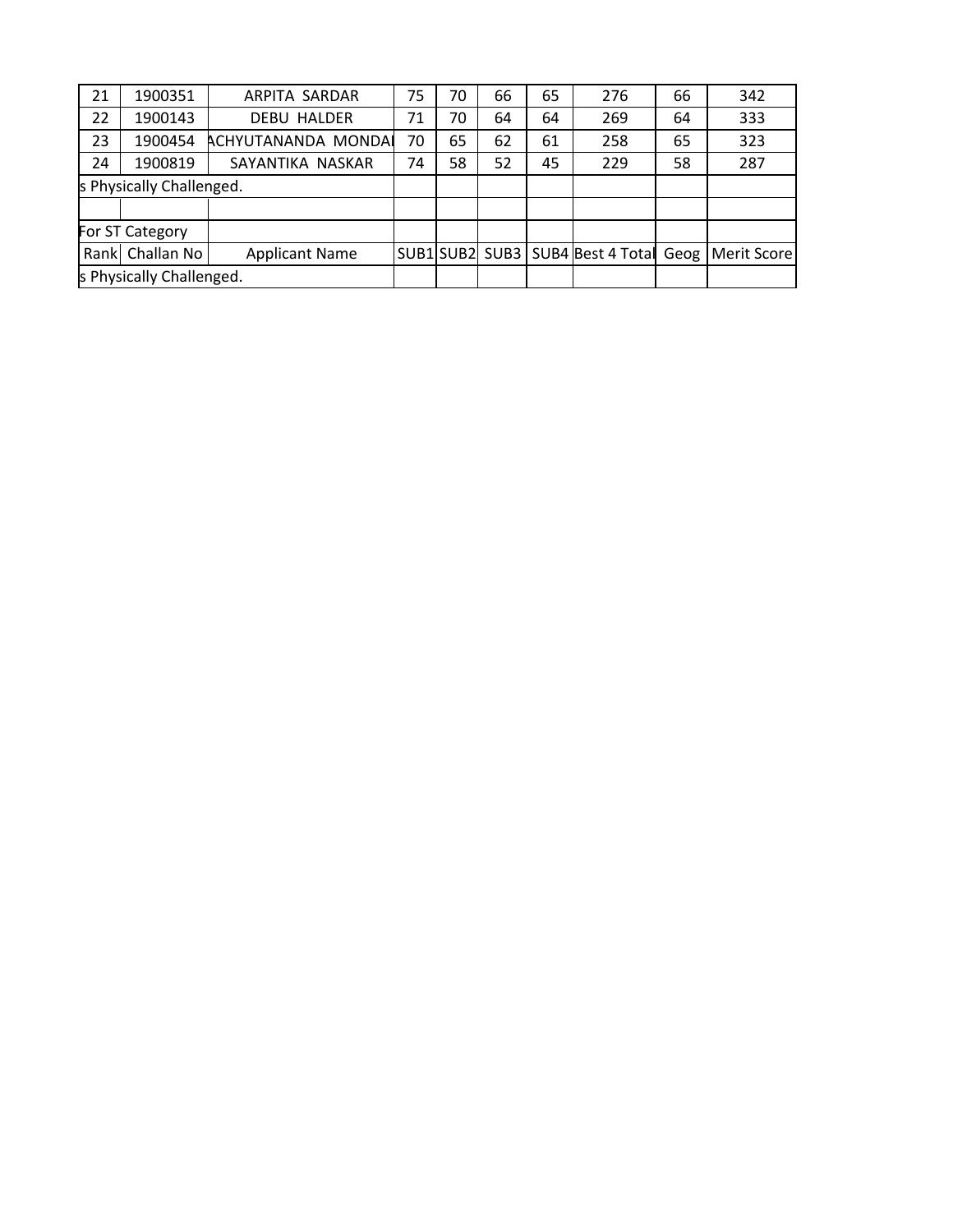| 21 | 1900351 | ARPITA SARDAR | 75 | 70 | 66 | 65 | 276 | 66 | 342 |
|---|---|---|---|---|---|---|---|---|---|
| 22 | 1900143 | DEBU HALDER | 71 | 70 | 64 | 64 | 269 | 64 | 333 |
| 23 | 1900454 | ACHYUTANANDA MONDAL | 70 | 65 | 62 | 61 | 258 | 65 | 323 |
| 24 | 1900819 | SAYANTIKA NASKAR | 74 | 58 | 52 | 45 | 229 | 58 | 287 |
| s Physically Challenged. | | | | | | | | | |
| | | | | | | | | | |
| For ST Category | | | | | | | | | |
| Rank | Challan No | Applicant Name | SUB1 | SUB2 | SUB3 | SUB4 | Best 4 Total | Geog | Merit Score |
| s Physically Challenged. | | | | | | | | | |